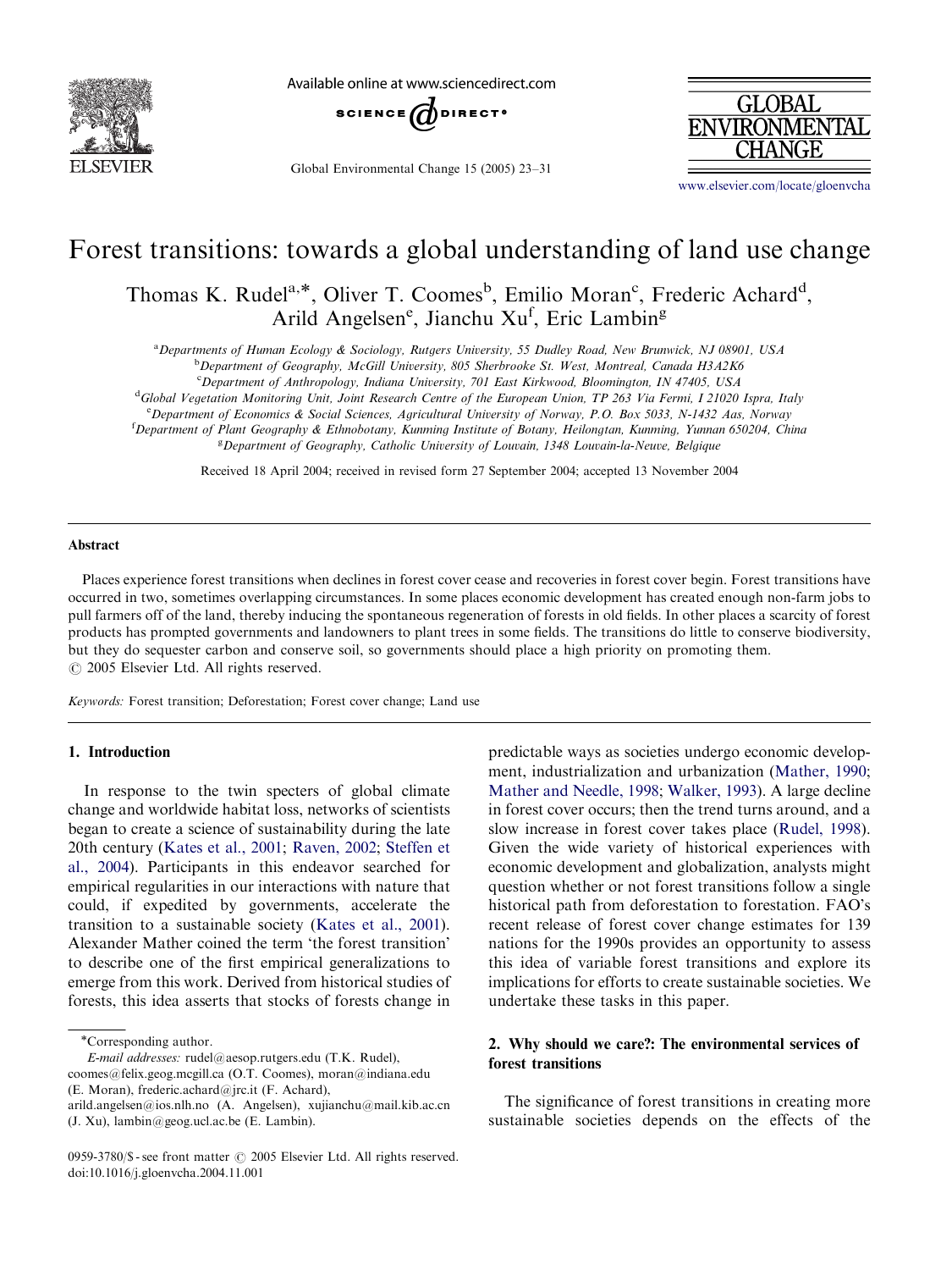# Forest transitions: towards a global understanding of land use change

Thomas K. Rudel[a,*], Oliver T. Coomes[b], Emilio Moran[c], Frederic Achard[d], Arild Angelsen[e], Jianchu Xu[f], Eric Lambin[g]

[a] Departments of Human Ecology & Sociology, Rutgers University, 55 Dudley Road, New Brunswick, NJ 08901, USA
[b] Department of Geography, McGill University, 805 Sherbrooke St. West, Montreal, Canada H3A2K6
[c] Department of Anthropology, Indiana University, 701 East Kirkwood, Bloomington, IN 47405, USA
[d] Global Vegetation Monitoring Unit, Joint Research Centre of the European Union, TP 263 Via Fermi, I 21020 Ispra, Italy
[e] Department of Economics & Social Sciences, Agricultural University of Norway, P.O. Box 5033, N-1432 Aas, Norway
[f] Department of Plant Geography & Ethnobotany, Kunming Institute of Botany, Heilongtan, Kunming, Yunnan 650204, China
[g] Department of Geography, Catholic University of Louvain, 1348 Louvain-la-Neuve, Belgique

Received 18 April 2004; received in revised form 27 September 2004; accepted 13 November 2004

## Abstract

Places experience forest transitions when declines in forest cover cease and recoveries in forest cover begin. Forest transitions have occurred in two, sometimes overlapping circumstances. In some places economic development has created enough non-farm jobs to pull farmers off of the land, thereby inducing the spontaneous regeneration of forests in old fields. In other places a scarcity of forest products has prompted governments and landowners to plant trees in some fields. The transitions do little to conserve biodiversity, but they do sequester carbon and conserve soil, so governments should place a high priority on promoting them.
© 2005 Elsevier Ltd. All rights reserved.

*Keywords:* Forest transition; Deforestation; Forest cover change; Land use

## 1. Introduction

In response to the twin specters of global climate change and worldwide habitat loss, networks of scientists began to create a science of sustainability during the late 20th century (Kates et al., 2001; Raven, 2002; Steffen et al., 2004). Participants in this endeavor searched for empirical regularities in our interactions with nature that could, if expedited by governments, accelerate the transition to a sustainable society (Kates et al., 2001). Alexander Mather coined the term 'the forest transition' to describe one of the first empirical generalizations to emerge from this work. Derived from historical studies of forests, this idea asserts that stocks of forests change in predictable ways as societies undergo economic development, industrialization and urbanization (Mather, 1990; Mather and Needle, 1998; Walker, 1993). A large decline in forest cover occurs; then the trend turns around, and a slow increase in forest cover takes place (Rudel, 1998). Given the wide variety of historical experiences with economic development and globalization, analysts might question whether or not forest transitions follow a single historical path from deforestation to forestation. FAO's recent release of forest cover change estimates for 139 nations for the 1990s provides an opportunity to assess this idea of variable forest transitions and explore its implications for efforts to create sustainable societies. We undertake these tasks in this paper.

## 2. Why should we care?: The environmental services of forest transitions

The significance of forest transitions in creating more sustainable societies depends on the effects of the

*Corresponding author.
*E-mail addresses:* rudel@aesop.rutgers.edu (T.K. Rudel), coomes@felix.geog.mcgill.ca (O.T. Coomes), moran@indiana.edu (E. Moran), frederic.achard@jrc.it (F. Achard), arild.angelsen@ios.nlh.no (A. Angelsen), xujianchu@mail.kib.ac.cn (J. Xu), lambin@geog.ucl.ac.be (E. Lambin).

0959-3780/$ - see front matter © 2005 Elsevier Ltd. All rights reserved.
doi:10.1016/j.gloenvcha.2004.11.001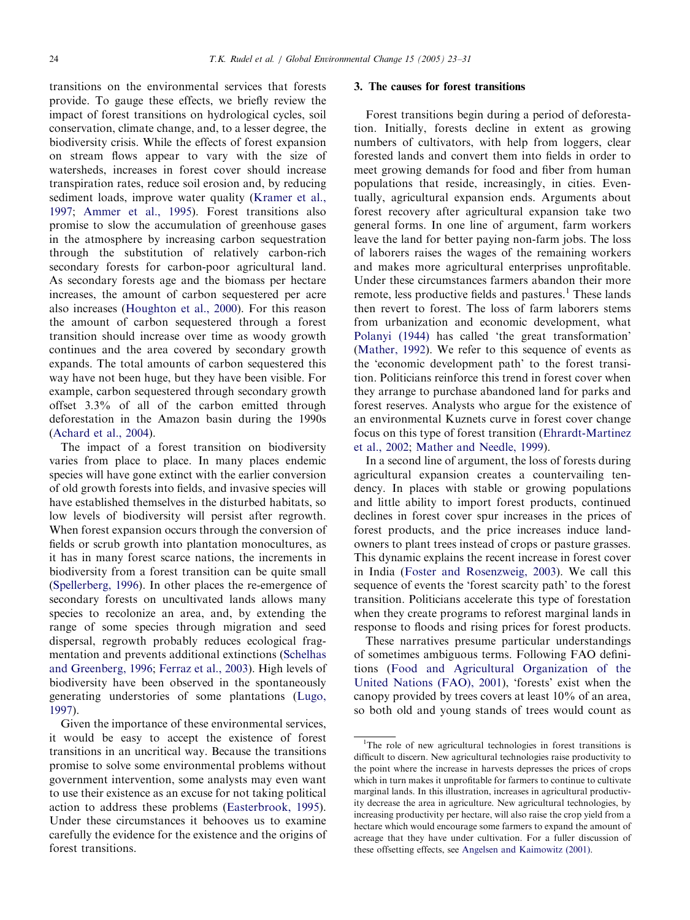transitions on the environmental services that forests provide. To gauge these effects, we briefly review the impact of forest transitions on hydrological cycles, soil conservation, climate change, and, to a lesser degree, the biodiversity crisis. While the effects of forest expansion on stream flows appear to vary with the size of watersheds, increases in forest cover should increase transpiration rates, reduce soil erosion and, by reducing sediment loads, improve water quality (Kramer et al., 1997; Ammer et al., 1995). Forest transitions also promise to slow the accumulation of greenhouse gases in the atmosphere by increasing carbon sequestration through the substitution of relatively carbon-rich secondary forests for carbon-poor agricultural land. As secondary forests age and the biomass per hectare increases, the amount of carbon sequestered per acre also increases (Houghton et al., 2000). For this reason the amount of carbon sequestered through a forest transition should increase over time as woody growth continues and the area covered by secondary growth expands. The total amounts of carbon sequestered this way have not been huge, but they have been visible. For example, carbon sequestered through secondary growth offset 3.3% of all of the carbon emitted through deforestation in the Amazon basin during the 1990s (Achard et al., 2004).

The impact of a forest transition on biodiversity varies from place to place. In many places endemic species will have gone extinct with the earlier conversion of old growth forests into fields, and invasive species will have established themselves in the disturbed habitats, so low levels of biodiversity will persist after regrowth. When forest expansion occurs through the conversion of fields or scrub growth into plantation monocultures, as it has in many forest scarce nations, the increments in biodiversity from a forest transition can be quite small (Spellerberg, 1996). In other places the re-emergence of secondary forests on uncultivated lands allows many species to recolonize an area, and, by extending the range of some species through migration and seed dispersal, regrowth probably reduces ecological fragmentation and prevents additional extinctions (Schelhas and Greenberg, 1996; Ferraz et al., 2003). High levels of biodiversity have been observed in the spontaneously generating understories of some plantations (Lugo, 1997).

Given the importance of these environmental services, it would be easy to accept the existence of forest transitions in an uncritical way. Because the transitions promise to solve some environmental problems without government intervention, some analysts may even want to use their existence as an excuse for not taking political action to address these problems (Easterbrook, 1995). Under these circumstances it behooves us to examine carefully the evidence for the existence and the origins of forest transitions.

## 3. The causes for forest transitions

Forest transitions begin during a period of deforestation. Initially, forests decline in extent as growing numbers of cultivators, with help from loggers, clear forested lands and convert them into fields in order to meet growing demands for food and fiber from human populations that reside, increasingly, in cities. Eventually, agricultural expansion ends. Arguments about forest recovery after agricultural expansion take two general forms. In one line of argument, farm workers leave the land for better paying non-farm jobs. The loss of laborers raises the wages of the remaining workers and makes more agricultural enterprises unprofitable. Under these circumstances farmers abandon their more remote, less productive fields and pastures.[1] These lands then revert to forest. The loss of farm laborers stems from urbanization and economic development, what Polanyi (1944) has called 'the great transformation' (Mather, 1992). We refer to this sequence of events as the 'economic development path' to the forest transition. Politicians reinforce this trend in forest cover when they arrange to purchase abandoned land for parks and forest reserves. Analysts who argue for the existence of an environmental Kuznets curve in forest cover change focus on this type of forest transition (Ehrardt-Martinez et al., 2002; Mather and Needle, 1999).

In a second line of argument, the loss of forests during agricultural expansion creates a countervailing tendency. In places with stable or growing populations and little ability to import forest products, continued declines in forest cover spur increases in the prices of forest products, and the price increases induce landowners to plant trees instead of crops or pasture grasses. This dynamic explains the recent increase in forest cover in India (Foster and Rosenzweig, 2003). We call this sequence of events the 'forest scarcity path' to the forest transition. Politicians accelerate this type of forestation when they create programs to reforest marginal lands in response to floods and rising prices for forest products.

These narratives presume particular understandings of sometimes ambiguous terms. Following FAO definitions (Food and Agricultural Organization of the United Nations (FAO), 2001), 'forests' exist when the canopy provided by trees covers at least 10% of an area, so both old and young stands of trees would count as

[1] The role of new agricultural technologies in forest transitions is difficult to discern. New agricultural technologies raise productivity to the point where the increase in harvests depresses the prices of crops which in turn makes it unprofitable for farmers to continue to cultivate marginal lands. In this illustration, increases in agricultural productivity decrease the area in agriculture. New agricultural technologies, by increasing productivity per hectare, will also raise the crop yield from a hectare which would encourage some farmers to expand the amount of acreage that they have under cultivation. For a fuller discussion of these offsetting effects, see Angelsen and Kaimowitz (2001).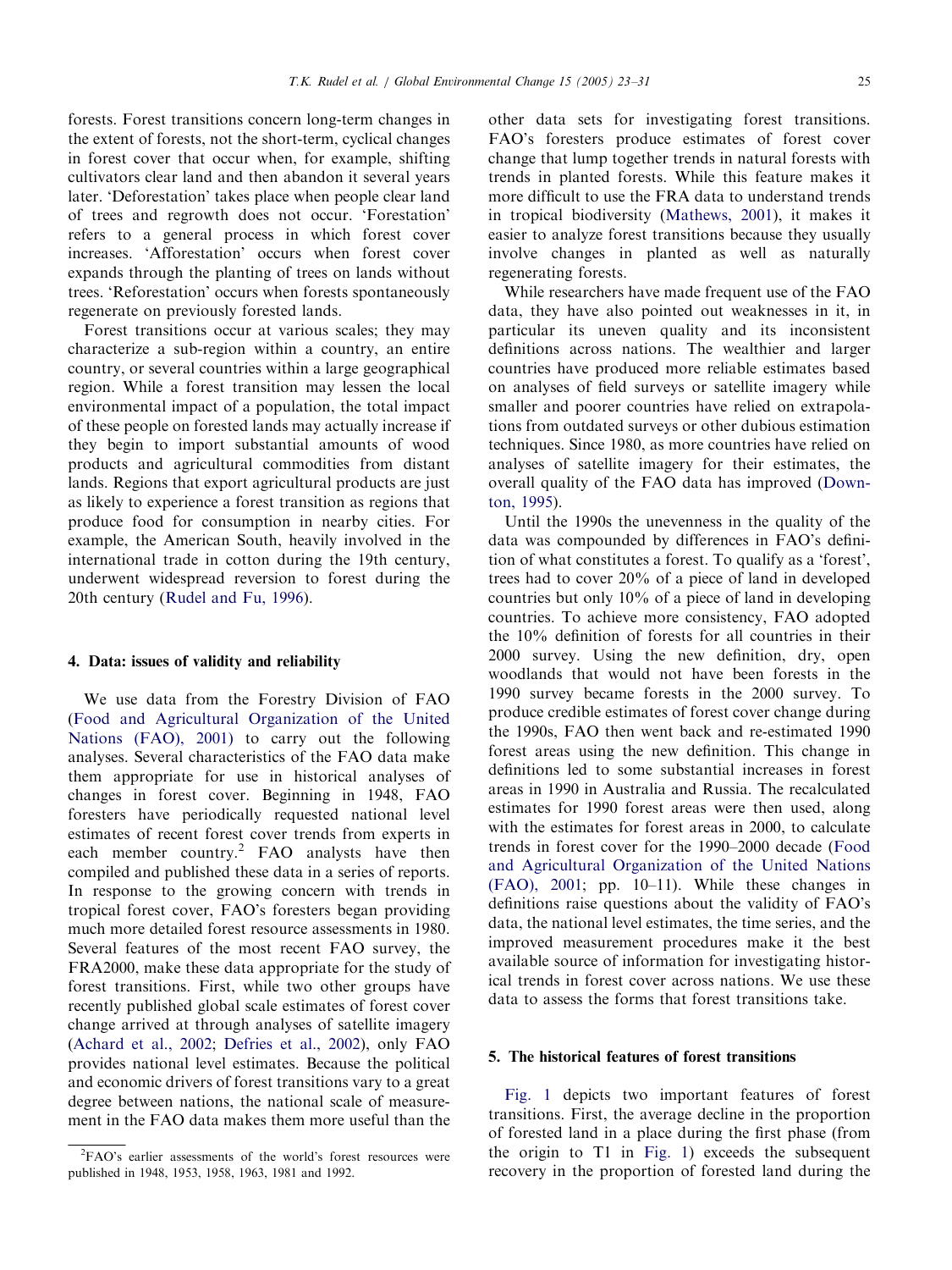forests. Forest transitions concern long-term changes in the extent of forests, not the short-term, cyclical changes in forest cover that occur when, for example, shifting cultivators clear land and then abandon it several years later. 'Deforestation' takes place when people clear land of trees and regrowth does not occur. 'Forestation' refers to a general process in which forest cover increases. 'Afforestation' occurs when forest cover expands through the planting of trees on lands without trees. 'Reforestation' occurs when forests spontaneously regenerate on previously forested lands.

Forest transitions occur at various scales; they may characterize a sub-region within a country, an entire country, or several countries within a large geographical region. While a forest transition may lessen the local environmental impact of a population, the total impact of these people on forested lands may actually increase if they begin to import substantial amounts of wood products and agricultural commodities from distant lands. Regions that export agricultural products are just as likely to experience a forest transition as regions that produce food for consumption in nearby cities. For example, the American South, heavily involved in the international trade in cotton during the 19th century, underwent widespread reversion to forest during the 20th century (Rudel and Fu, 1996).

## 4. Data: issues of validity and reliability

We use data from the Forestry Division of FAO (Food and Agricultural Organization of the United Nations (FAO), 2001) to carry out the following analyses. Several characteristics of the FAO data make them appropriate for use in historical analyses of changes in forest cover. Beginning in 1948, FAO foresters have periodically requested national level estimates of recent forest cover trends from experts in each member country.[2] FAO analysts have then compiled and published these data in a series of reports. In response to the growing concern with trends in tropical forest cover, FAO's foresters began providing much more detailed forest resource assessments in 1980. Several features of the most recent FAO survey, the FRA2000, make these data appropriate for the study of forest transitions. First, while two other groups have recently published global scale estimates of forest cover change arrived at through analyses of satellite imagery (Achard et al., 2002; Defries et al., 2002), only FAO provides national level estimates. Because the political and economic drivers of forest transitions vary to a great degree between nations, the national scale of measurement in the FAO data makes them more useful than the other data sets for investigating forest transitions. FAO's foresters produce estimates of forest cover change that lump together trends in natural forests with trends in planted forests. While this feature makes it more difficult to use the FRA data to understand trends in tropical biodiversity (Mathews, 2001), it makes it easier to analyze forest transitions because they usually involve changes in planted as well as naturally regenerating forests.

While researchers have made frequent use of the FAO data, they have also pointed out weaknesses in it, in particular its uneven quality and its inconsistent definitions across nations. The wealthier and larger countries have produced more reliable estimates based on analyses of field surveys or satellite imagery while smaller and poorer countries have relied on extrapolations from outdated surveys or other dubious estimation techniques. Since 1980, as more countries have relied on analyses of satellite imagery for their estimates, the overall quality of the FAO data has improved (Downton, 1995).

Until the 1990s the unevenness in the quality of the data was compounded by differences in FAO's definition of what constitutes a forest. To qualify as a 'forest', trees had to cover 20% of a piece of land in developed countries but only 10% of a piece of land in developing countries. To achieve more consistency, FAO adopted the 10% definition of forests for all countries in their 2000 survey. Using the new definition, dry, open woodlands that would not have been forests in the 1990 survey became forests in the 2000 survey. To produce credible estimates of forest cover change during the 1990s, FAO then went back and re-estimated 1990 forest areas using the new definition. This change in definitions led to some substantial increases in forest areas in 1990 in Australia and Russia. The recalculated estimates for 1990 forest areas were then used, along with the estimates for forest areas in 2000, to calculate trends in forest cover for the 1990–2000 decade (Food and Agricultural Organization of the United Nations (FAO), 2001; pp. 10–11). While these changes in definitions raise questions about the validity of FAO's data, the national level estimates, the time series, and the improved measurement procedures make it the best available source of information for investigating historical trends in forest cover across nations. We use these data to assess the forms that forest transitions take.

## 5. The historical features of forest transitions

Fig. 1 depicts two important features of forest transitions. First, the average decline in the proportion of forested land in a place during the first phase (from the origin to T1 in Fig. 1) exceeds the subsequent recovery in the proportion of forested land during the

[2] FAO's earlier assessments of the world's forest resources were published in 1948, 1953, 1958, 1963, 1981 and 1992.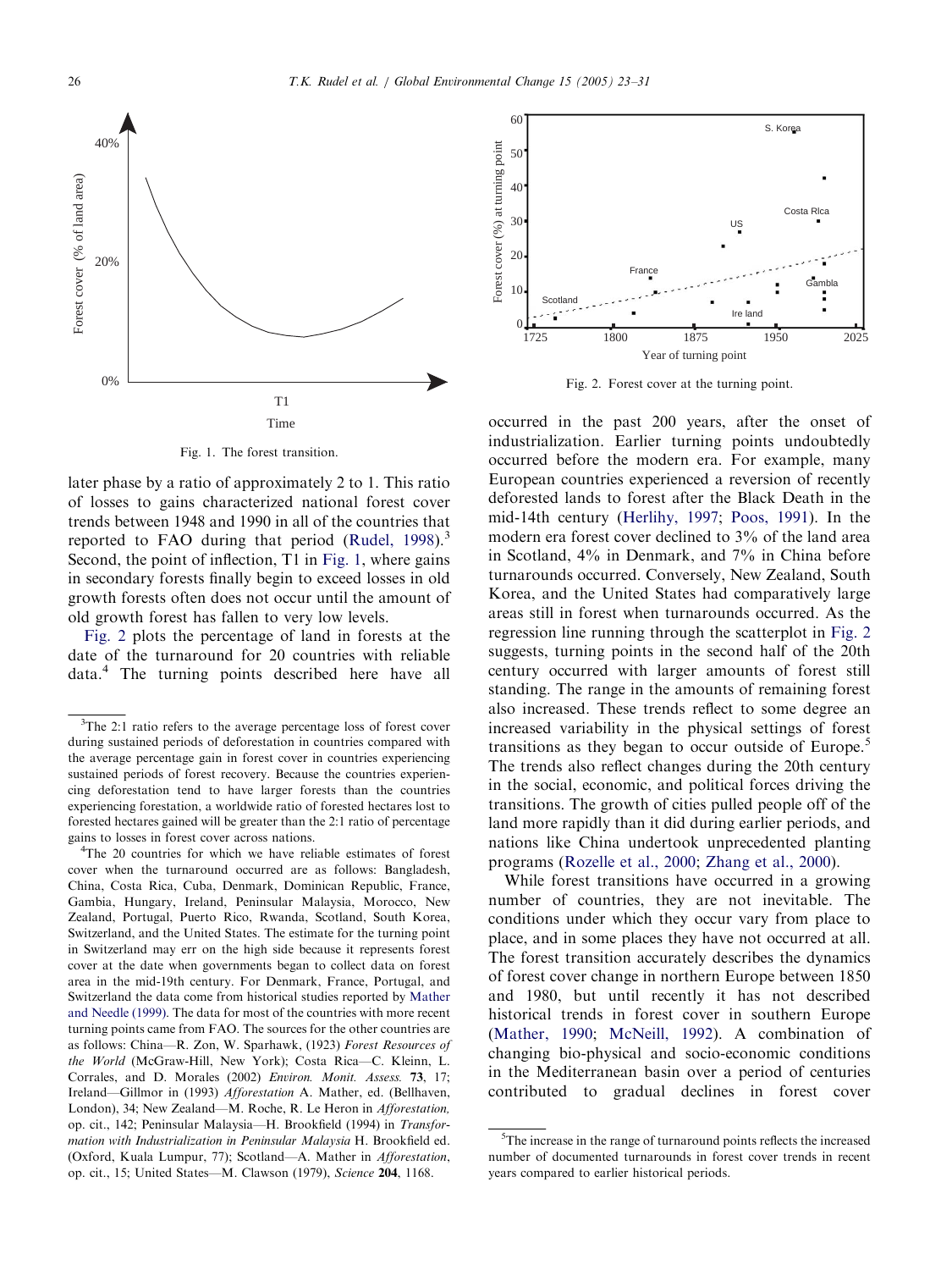Fig. 1. The forest transition.

later phase by a ratio of approximately 2 to 1. This ratio of losses to gains characterized national forest cover trends between 1948 and 1990 in all of the countries that reported to FAO during that period (Rudel, 1998).[3] Second, the point of inflection, T1 in Fig. 1, where gains in secondary forests finally begin to exceed losses in old growth forests often does not occur until the amount of old growth forest has fallen to very low levels.

Fig. 2 plots the percentage of land in forests at the date of the turnaround for 20 countries with reliable data.[4] The turning points described here have all occurred in the past 200 years, after the onset of industrialization. Earlier turning points undoubtedly occurred before the modern era. For example, many European countries experienced a reversion of recently deforested lands to forest after the Black Death in the mid-14th century (Herlihy, 1997; Poos, 1991). In the modern era forest cover declined to 3% of the land area in Scotland, 4% in Denmark, and 7% in China before turnarounds occurred. Conversely, New Zealand, South Korea, and the United States had comparatively large areas still in forest when turnarounds occurred. As the regression line running through the scatterplot in Fig. 2 suggests, turning points in the second half of the 20th century occurred with larger amounts of forest still standing. The range in the amounts of remaining forest also increased. These trends reflect to some degree an increased variability in the physical settings of forest transitions as they began to occur outside of Europe.[5] The trends also reflect changes during the 20th century in the social, economic, and political forces driving the transitions. The growth of cities pulled people off of the land more rapidly than it did during earlier periods, and nations like China undertook unprecedented planting programs (Rozelle et al., 2000; Zhang et al., 2000).

Fig. 2. Forest cover at the turning point.

While forest transitions have occurred in a growing number of countries, they are not inevitable. The conditions under which they occur vary from place to place, and in some places they have not occurred at all. The forest transition accurately describes the dynamics of forest cover change in northern Europe between 1850 and 1980, but until recently it has not described historical trends in forest cover in southern Europe (Mather, 1990; McNeill, 1992). A combination of changing bio-physical and socio-economic conditions in the Mediterranean basin over a period of centuries contributed to gradual declines in forest cover

[3]The 2:1 ratio refers to the average percentage loss of forest cover during sustained periods of deforestation in countries compared with the average percentage gain in forest cover in countries experiencing sustained periods of forest recovery. Because the countries experiencing deforestation tend to have larger forests than the countries experiencing forestation, a worldwide ratio of forested hectares lost to forested hectares gained will be greater than the 2:1 ratio of percentage gains to losses in forest cover across nations.

[4]The 20 countries for which we have reliable estimates of forest cover when the turnaround occurred are as follows: Bangladesh, China, Costa Rica, Cuba, Denmark, Dominican Republic, France, Gambia, Hungary, Ireland, Peninsular Malaysia, Morocco, New Zealand, Portugal, Puerto Rico, Rwanda, Scotland, South Korea, Switzerland, and the United States. The estimate for the turning point in Switzerland may err on the high side because it represents forest cover at the date when governments began to collect data on forest area in the mid-19th century. For Denmark, France, Portugal, and Switzerland the data come from historical studies reported by Mather and Needle (1999). The data for most of the countries with more recent turning points came from FAO. The sources for the other countries are as follows: China—R. Zon, W. Sparhawk, (1923) *Forest Resources of the World* (McGraw-Hill, New York); Costa Rica—C. Kleinn, L. Corrales, and D. Morales (2002) *Environ. Monit. Assess.* **73**, 17; Ireland—Gillmor in (1993) *Afforestation* A. Mather, ed. (Bellhaven, London), 34; New Zealand—M. Roche, R. Le Heron in *Afforestation,* op. cit., 142; Peninsular Malaysia—H. Brookfield (1994) in *Transformation with Industrialization in Peninsular Malaysia* H. Brookfield ed. (Oxford, Kuala Lumpur, 77); Scotland—A. Mather in *Afforestation*, op. cit., 15; United States—M. Clawson (1979), *Science* **204**, 1168.

[5]The increase in the range of turnaround points reflects the increased number of documented turnarounds in forest cover trends in recent years compared to earlier historical periods.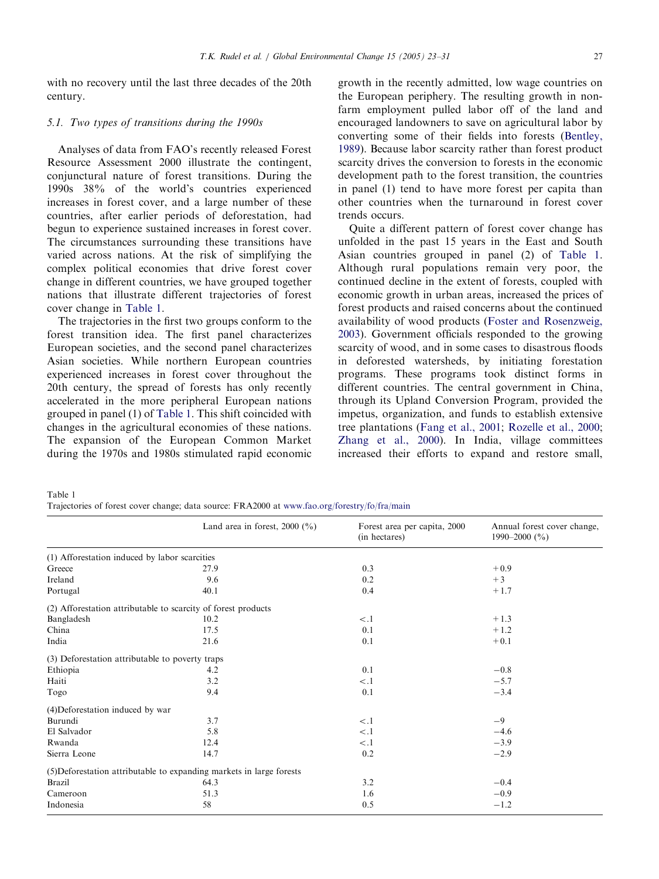with no recovery until the last three decades of the 20th century.

### 5.1. Two types of transitions during the 1990s

Analyses of data from FAO's recently released Forest Resource Assessment 2000 illustrate the contingent, conjunctural nature of forest transitions. During the 1990s 38% of the world's countries experienced increases in forest cover, and a large number of these countries, after earlier periods of deforestation, had begun to experience sustained increases in forest cover. The circumstances surrounding these transitions have varied across nations. At the risk of simplifying the complex political economies that drive forest cover change in different countries, we have grouped together nations that illustrate different trajectories of forest cover change in Table 1.

The trajectories in the first two groups conform to the forest transition idea. The first panel characterizes European societies, and the second panel characterizes Asian societies. While northern European countries experienced increases in forest cover throughout the 20th century, the spread of forests has only recently accelerated in the more peripheral European nations grouped in panel (1) of Table 1. This shift coincided with changes in the agricultural economies of these nations. The expansion of the European Common Market during the 1970s and 1980s stimulated rapid economic growth in the recently admitted, low wage countries on the European periphery. The resulting growth in non-farm employment pulled labor off of the land and encouraged landowners to save on agricultural labor by converting some of their fields into forests (Bentley, 1989). Because labor scarcity rather than forest product scarcity drives the conversion to forests in the economic development path to the forest transition, the countries in panel (1) tend to have more forest per capita than other countries when the turnaround in forest cover trends occurs.

Quite a different pattern of forest cover change has unfolded in the past 15 years in the East and South Asian countries grouped in panel (2) of Table 1. Although rural populations remain very poor, the continued decline in the extent of forests, coupled with economic growth in urban areas, increased the prices of forest products and raised concerns about the continued availability of wood products (Foster and Rosenzweig, 2003). Government officials responded to the growing scarcity of wood, and in some cases to disastrous floods in deforested watersheds, by initiating forestation programs. These programs took distinct forms in different countries. The central government in China, through its Upland Conversion Program, provided the impetus, organization, and funds to establish extensive tree plantations (Fang et al., 2001; Rozelle et al., 2000; Zhang et al., 2000). In India, village committees increased their efforts to expand and restore small,

Table 1
Trajectories of forest cover change; data source: FRA2000 at www.fao.org/forestry/fo/fra/main

| | Land area in forest, 2000 (%) | Forest area per capita, 2000 (in hectares) | Annual forest cover change, 1990–2000 (%) |
|---|---|---|---|
| (1) Afforestation induced by labor scarcities | | | |
| Greece | 27.9 | 0.3 | +0.9 |
| Ireland | 9.6 | 0.2 | +3 |
| Portugal | 40.1 | 0.4 | +1.7 |
| (2) Afforestation attributable to scarcity of forest products | | | |
| Bangladesh | 10.2 | <.1 | +1.3 |
| China | 17.5 | 0.1 | +1.2 |
| India | 21.6 | 0.1 | +0.1 |
| (3) Deforestation attributable to poverty traps | | | |
| Ethiopia | 4.2 | 0.1 | −0.8 |
| Haiti | 3.2 | <.1 | −5.7 |
| Togo | 9.4 | 0.1 | −3.4 |
| (4)Deforestation induced by war | | | |
| Burundi | 3.7 | <.1 | −9 |
| El Salvador | 5.8 | <.1 | −4.6 |
| Rwanda | 12.4 | <.1 | −3.9 |
| Sierra Leone | 14.7 | 0.2 | −2.9 |
| (5)Deforestation attributable to expanding markets in large forests | | | |
| Brazil | 64.3 | 3.2 | −0.4 |
| Cameroon | 51.3 | 1.6 | −0.9 |
| Indonesia | 58 | 0.5 | −1.2 |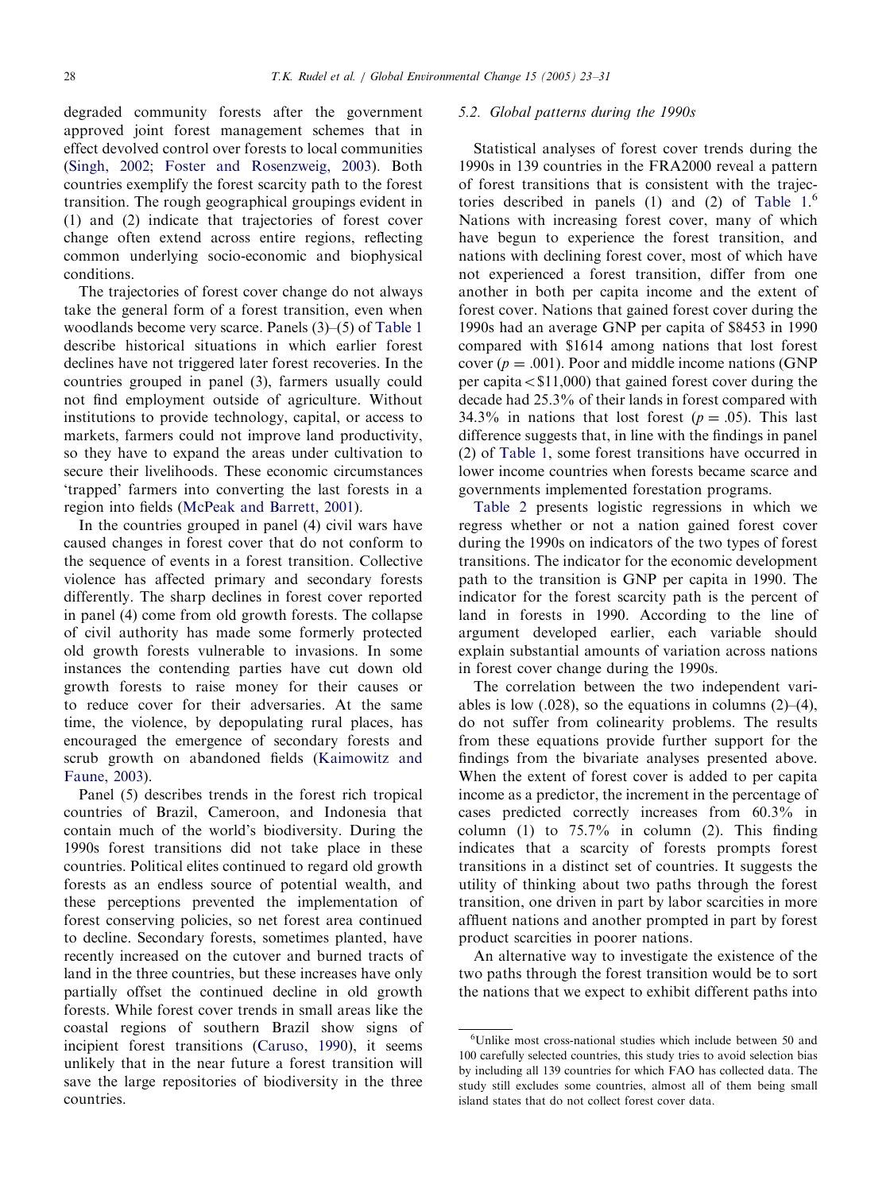degraded community forests after the government approved joint forest management schemes that in effect devolved control over forests to local communities (Singh, 2002; Foster and Rosenzweig, 2003). Both countries exemplify the forest scarcity path to the forest transition. The rough geographical groupings evident in (1) and (2) indicate that trajectories of forest cover change often extend across entire regions, reflecting common underlying socio-economic and biophysical conditions.

The trajectories of forest cover change do not always take the general form of a forest transition, even when woodlands become very scarce. Panels (3)–(5) of Table 1 describe historical situations in which earlier forest declines have not triggered later forest recoveries. In the countries grouped in panel (3), farmers usually could not find employment outside of agriculture. Without institutions to provide technology, capital, or access to markets, farmers could not improve land productivity, so they have to expand the areas under cultivation to secure their livelihoods. These economic circumstances 'trapped' farmers into converting the last forests in a region into fields (McPeak and Barrett, 2001).

In the countries grouped in panel (4) civil wars have caused changes in forest cover that do not conform to the sequence of events in a forest transition. Collective violence has affected primary and secondary forests differently. The sharp declines in forest cover reported in panel (4) come from old growth forests. The collapse of civil authority has made some formerly protected old growth forests vulnerable to invasions. In some instances the contending parties have cut down old growth forests to raise money for their causes or to reduce cover for their adversaries. At the same time, the violence, by depopulating rural places, has encouraged the emergence of secondary forests and scrub growth on abandoned fields (Kaimowitz and Faune, 2003).

Panel (5) describes trends in the forest rich tropical countries of Brazil, Cameroon, and Indonesia that contain much of the world's biodiversity. During the 1990s forest transitions did not take place in these countries. Political elites continued to regard old growth forests as an endless source of potential wealth, and these perceptions prevented the implementation of forest conserving policies, so net forest area continued to decline. Secondary forests, sometimes planted, have recently increased on the cutover and burned tracts of land in the three countries, but these increases have only partially offset the continued decline in old growth forests. While forest cover trends in small areas like the coastal regions of southern Brazil show signs of incipient forest transitions (Caruso, 1990), it seems unlikely that in the near future a forest transition will save the large repositories of biodiversity in the three countries.

### 5.2. Global patterns during the 1990s

Statistical analyses of forest cover trends during the 1990s in 139 countries in the FRA2000 reveal a pattern of forest transitions that is consistent with the trajectories described in panels (1) and (2) of Table 1.[6] Nations with increasing forest cover, many of which have begun to experience the forest transition, and nations with declining forest cover, most of which have not experienced a forest transition, differ from one another in both per capita income and the extent of forest cover. Nations that gained forest cover during the 1990s had an average GNP per capita of \$8453 in 1990 compared with \$1614 among nations that lost forest cover ($p = .001$). Poor and middle income nations (GNP per capita < \$11,000) that gained forest cover during the decade had 25.3% of their lands in forest compared with 34.3% in nations that lost forest ($p = .05$). This last difference suggests that, in line with the findings in panel (2) of Table 1, some forest transitions have occurred in lower income countries when forests became scarce and governments implemented forestation programs.

Table 2 presents logistic regressions in which we regress whether or not a nation gained forest cover during the 1990s on indicators of the two types of forest transitions. The indicator for the economic development path to the transition is GNP per capita in 1990. The indicator for the forest scarcity path is the percent of land in forests in 1990. According to the line of argument developed earlier, each variable should explain substantial amounts of variation across nations in forest cover change during the 1990s.

The correlation between the two independent variables is low (.028), so the equations in columns (2)–(4), do not suffer from colinearity problems. The results from these equations provide further support for the findings from the bivariate analyses presented above. When the extent of forest cover is added to per capita income as a predictor, the increment in the percentage of cases predicted correctly increases from 60.3% in column (1) to 75.7% in column (2). This finding indicates that a scarcity of forests prompts forest transitions in a distinct set of countries. It suggests the utility of thinking about two paths through the forest transition, one driven in part by labor scarcities in more affluent nations and another prompted in part by forest product scarcities in poorer nations.

An alternative way to investigate the existence of the two paths through the forest transition would be to sort the nations that we expect to exhibit different paths into

[6] Unlike most cross-national studies which include between 50 and 100 carefully selected countries, this study tries to avoid selection bias by including all 139 countries for which FAO has collected data. The study still excludes some countries, almost all of them being small island states that do not collect forest cover data.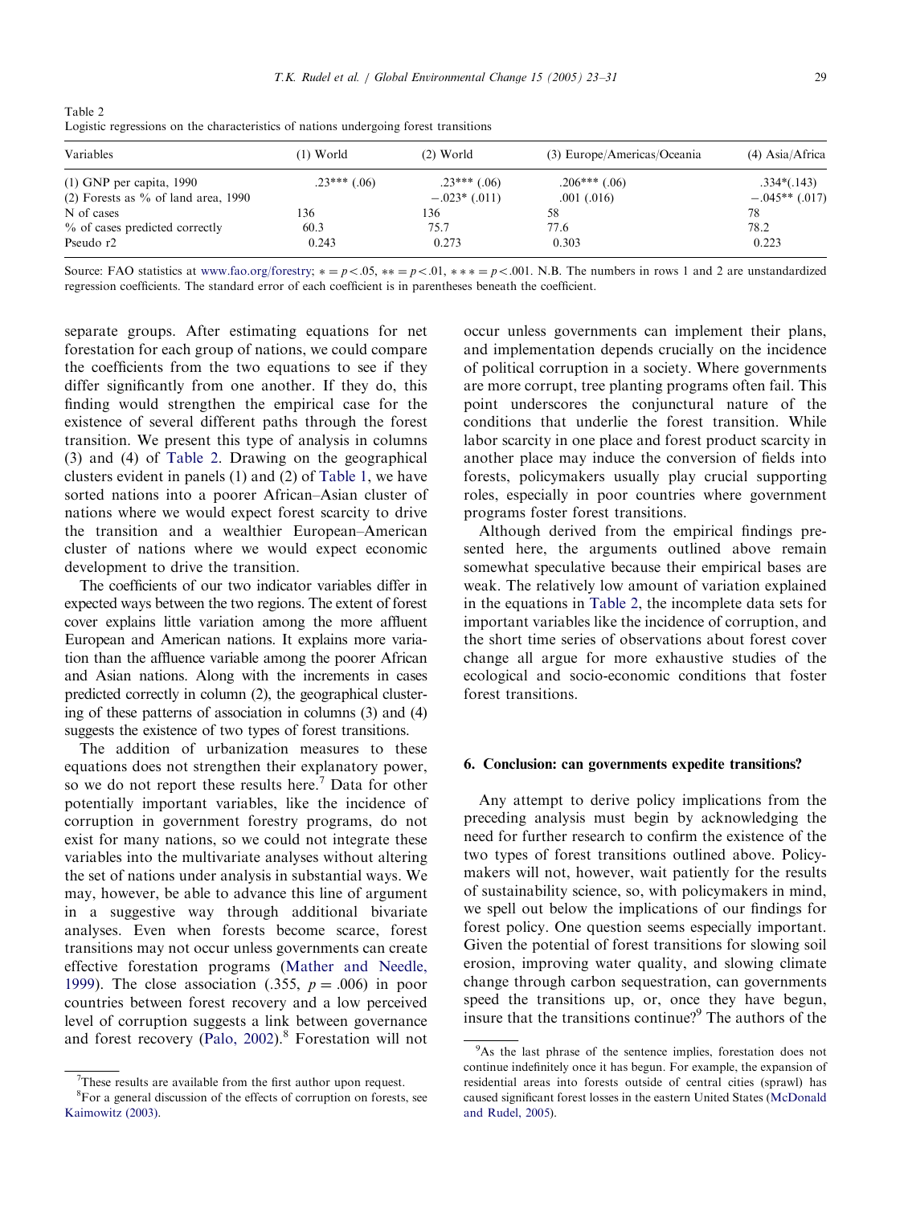Table 2
Logistic regressions on the characteristics of nations undergoing forest transitions

| Variables | (1) World | (2) World | (3) Europe/Americas/Oceania | (4) Asia/Africa |
|---|---|---|---|---|
| (1) GNP per capita, 1990 | .23*** (.06) | .23*** (.06) | .206*** (.06) | .334*(.143) |
| (2) Forests as % of land area, 1990 | | −.023* (.011) | .001 (.016) | −.045** (.017) |
| N of cases | 136 | 136 | 58 | 78 |
| % of cases predicted correctly | 60.3 | 75.7 | 77.6 | 78.2 |
| Pseudo r2 | 0.243 | 0.273 | 0.303 | 0.223 |

Source: FAO statistics at www.fao.org/forestry; * = $p<.05$, ** = $p<.01$, *** = $p<.001$. N.B. The numbers in rows 1 and 2 are unstandardized regression coefficients. The standard error of each coefficient is in parentheses beneath the coefficient.

separate groups. After estimating equations for net forestation for each group of nations, we could compare the coefficients from the two equations to see if they differ significantly from one another. If they do, this finding would strengthen the empirical case for the existence of several different paths through the forest transition. We present this type of analysis in columns (3) and (4) of Table 2. Drawing on the geographical clusters evident in panels (1) and (2) of Table 1, we have sorted nations into a poorer African–Asian cluster of nations where we would expect forest scarcity to drive the transition and a wealthier European–American cluster of nations where we would expect economic development to drive the transition.

The coefficients of our two indicator variables differ in expected ways between the two regions. The extent of forest cover explains little variation among the more affluent European and American nations. It explains more variation than the affluence variable among the poorer African and Asian nations. Along with the increments in cases predicted correctly in column (2), the geographical clustering of these patterns of association in columns (3) and (4) suggests the existence of two types of forest transitions.

The addition of urbanization measures to these equations does not strengthen their explanatory power, so we do not report these results here.[7] Data for other potentially important variables, like the incidence of corruption in government forestry programs, do not exist for many nations, so we could not integrate these variables into the multivariate analyses without altering the set of nations under analysis in substantial ways. We may, however, be able to advance this line of argument in a suggestive way through additional bivariate analyses. Even when forests become scarce, forest transitions may not occur unless governments can create effective forestation programs (Mather and Needle, 1999). The close association (.355, $p = .006$) in poor countries between forest recovery and a low perceived level of corruption suggests a link between governance and forest recovery (Palo, 2002).[8] Forestation will not occur unless governments can implement their plans, and implementation depends crucially on the incidence of political corruption in a society. Where governments are more corrupt, tree planting programs often fail. This point underscores the conjunctural nature of the conditions that underlie the forest transition. While labor scarcity in one place and forest product scarcity in another place may induce the conversion of fields into forests, policymakers usually play crucial supporting roles, especially in poor countries where government programs foster forest transitions.

Although derived from the empirical findings presented here, the arguments outlined above remain somewhat speculative because their empirical bases are weak. The relatively low amount of variation explained in the equations in Table 2, the incomplete data sets for important variables like the incidence of corruption, and the short time series of observations about forest cover change all argue for more exhaustive studies of the ecological and socio-economic conditions that foster forest transitions.

## 6. Conclusion: can governments expedite transitions?

Any attempt to derive policy implications from the preceding analysis must begin by acknowledging the need for further research to confirm the existence of the two types of forest transitions outlined above. Policymakers will not, however, wait patiently for the results of sustainability science, so, with policymakers in mind, we spell out below the implications of our findings for forest policy. One question seems especially important. Given the potential of forest transitions for slowing soil erosion, improving water quality, and slowing climate change through carbon sequestration, can governments speed the transitions up, or, once they have begun, insure that the transitions continue?[9] The authors of the

[7] These results are available from the first author upon request.

[8] For a general discussion of the effects of corruption on forests, see Kaimowitz (2003).

[9] As the last phrase of the sentence implies, forestation does not continue indefinitely once it has begun. For example, the expansion of residential areas into forests outside of central cities (sprawl) has caused significant forest losses in the eastern United States (McDonald and Rudel, 2005).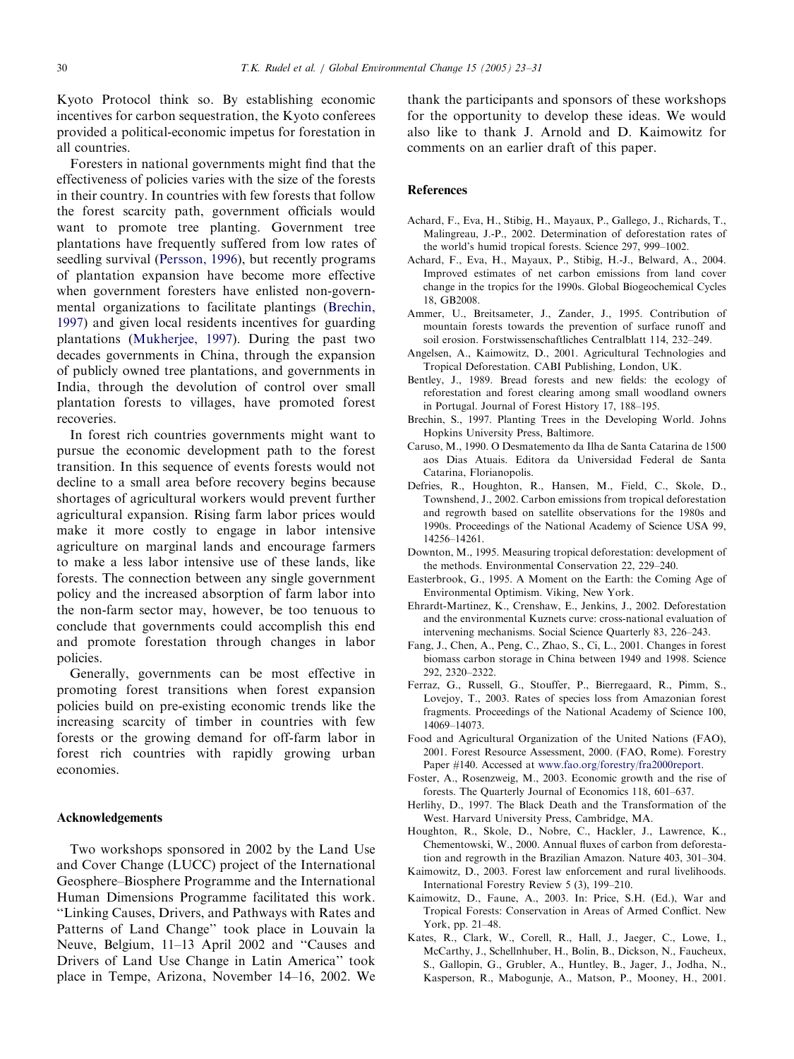Kyoto Protocol think so. By establishing economic incentives for carbon sequestration, the Kyoto conferees provided a political-economic impetus for forestation in all countries.

Foresters in national governments might find that the effectiveness of policies varies with the size of the forests in their country. In countries with few forests that follow the forest scarcity path, government officials would want to promote tree planting. Government tree plantations have frequently suffered from low rates of seedling survival (Persson, 1996), but recently programs of plantation expansion have become more effective when government foresters have enlisted non-governmental organizations to facilitate plantings (Brechin, 1997) and given local residents incentives for guarding plantations (Mukherjee, 1997). During the past two decades governments in China, through the expansion of publicly owned tree plantations, and governments in India, through the devolution of control over small plantation forests to villages, have promoted forest recoveries.

In forest rich countries governments might want to pursue the economic development path to the forest transition. In this sequence of events forests would not decline to a small area before recovery begins because shortages of agricultural workers would prevent further agricultural expansion. Rising farm labor prices would make it more costly to engage in labor intensive agriculture on marginal lands and encourage farmers to make a less labor intensive use of these lands, like forests. The connection between any single government policy and the increased absorption of farm labor into the non-farm sector may, however, be too tenuous to conclude that governments could accomplish this end and promote forestation through changes in labor policies.

Generally, governments can be most effective in promoting forest transitions when forest expansion policies build on pre-existing economic trends like the increasing scarcity of timber in countries with few forests or the growing demand for off-farm labor in forest rich countries with rapidly growing urban economies.

## Acknowledgements

Two workshops sponsored in 2002 by the Land Use and Cover Change (LUCC) project of the International Geosphere–Biosphere Programme and the International Human Dimensions Programme facilitated this work. "Linking Causes, Drivers, and Pathways with Rates and Patterns of Land Change" took place in Louvain la Neuve, Belgium, 11–13 April 2002 and "Causes and Drivers of Land Use Change in Latin America" took place in Tempe, Arizona, November 14–16, 2002. We thank the participants and sponsors of these workshops for the opportunity to develop these ideas. We would also like to thank J. Arnold and D. Kaimowitz for comments on an earlier draft of this paper.

## References

Achard, F., Eva, H., Stibig, H., Mayaux, P., Gallego, J., Richards, T., Malingreau, J.-P., 2002. Determination of deforestation rates of the world's humid tropical forests. Science 297, 999–1002.

Achard, F., Eva, H., Mayaux, P., Stibig, H.-J., Belward, A., 2004. Improved estimates of net carbon emissions from land cover change in the tropics for the 1990s. Global Biogeochemical Cycles 18, GB2008.

Ammer, U., Breitsameter, J., Zander, J., 1995. Contribution of mountain forests towards the prevention of surface runoff and soil erosion. Forstwissenschaftliches Centralblatt 114, 232–249.

Angelsen, A., Kaimowitz, D., 2001. Agricultural Technologies and Tropical Deforestation. CABI Publishing, London, UK.

Bentley, J., 1989. Bread forests and new fields: the ecology of reforestation and forest clearing among small woodland owners in Portugal. Journal of Forest History 17, 188–195.

Brechin, S., 1997. Planting Trees in the Developing World. Johns Hopkins University Press, Baltimore.

Caruso, M., 1990. O Desmatemento da Ilha de Santa Catarina de 1500 aos Dias Atuais. Editora da Universidad Federal de Santa Catarina, Florianopolis.

Defries, R., Houghton, R., Hansen, M., Field, C., Skole, D., Townshend, J., 2002. Carbon emissions from tropical deforestation and regrowth based on satellite observations for the 1980s and 1990s. Proceedings of the National Academy of Science USA 99, 14256–14261.

Downton, M., 1995. Measuring tropical deforestation: development of the methods. Environmental Conservation 22, 229–240.

Easterbrook, G., 1995. A Moment on the Earth: the Coming Age of Environmental Optimism. Viking, New York.

Ehrhardt-Martinez, K., Crenshaw, E., Jenkins, J., 2002. Deforestation and the environmental Kuznets curve: cross-national evaluation of intervening mechanisms. Social Science Quarterly 83, 226–243.

Fang, J., Chen, A., Peng, C., Zhao, S., Ci, L., 2001. Changes in forest biomass carbon storage in China between 1949 and 1998. Science 292, 2320–2322.

Ferraz, G., Russell, G., Stouffer, P., Bierregaard, R., Pimm, S., Lovejoy, T., 2003. Rates of species loss from Amazonian forest fragments. Proceedings of the National Academy of Science 100, 14069–14073.

Food and Agricultural Organization of the United Nations (FAO), 2001. Forest Resource Assessment, 2000. (FAO, Rome). Forestry Paper #140. Accessed at www.fao.org/forestry/fra2000report.

Foster, A., Rosenzweig, M., 2003. Economic growth and the rise of forests. The Quarterly Journal of Economics 118, 601–637.

Herlihy, D., 1997. The Black Death and the Transformation of the West. Harvard University Press, Cambridge, MA.

Houghton, R., Skole, D., Nobre, C., Hackler, J., Lawrence, K., Chementowski, W., 2000. Annual fluxes of carbon from deforestation and regrowth in the Brazilian Amazon. Nature 403, 301–304.

Kaimowitz, D., 2003. Forest law enforcement and rural livelihoods. International Forestry Review 5 (3), 199–210.

Kaimowitz, D., Faune, A., 2003. In: Price, S.H. (Ed.), War and Tropical Forests: Conservation in Areas of Armed Conflict. New York, pp. 21–48.

Kates, R., Clark, W., Corell, R., Hall, J., Jaeger, C., Lowe, I., McCarthy, J., Schellnhuber, H., Bolin, B., Dickson, N., Faucheux, S., Gallopin, G., Grubler, A., Huntley, B., Jager, J., Jodha, N., Kasperson, R., Mabogunje, A., Matson, P., Mooney, H., 2001.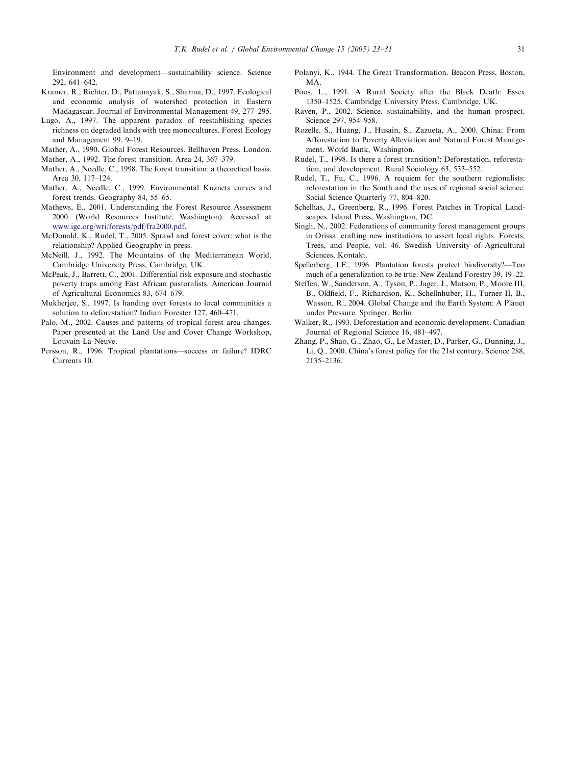Environment and development—sustainability science. Science 292, 641–642.

Kramer, R., Richter, D., Pattanayak, S., Sharma, D., 1997. Ecological and economic analysis of watershed protection in Eastern Madagascar. Journal of Environmental Management 49, 277–295.

Lugo, A., 1997. The apparent paradox of reestablishing species richness on degraded lands with tree monocultures. Forest Ecology and Management 99, 9–19.

Mather, A., 1990. Global Forest Resources. Bellhaven Press, London.

Mather, A., 1992. The forest transition. Area 24, 367–379.

Mather, A., Needle, C., 1998. The forest transition: a theoretical basis. Area 30, 117–124.

Mather, A., Needle, C., 1999. Environmental Kuznets curves and forest trends. Geography 84, 55–65.

Mathews, E., 2001. Understanding the Forest Resource Assessment 2000. (World Resources Institute, Washington). Accessed at www.igc.org/wri/forests/pdf/fra2000.pdf.

McDonald, K., Rudel, T., 2005. Sprawl and forest cover: what is the relationship? Applied Geography in press.

McNeill, J., 1992. The Mountains of the Mediterranean World. Cambridge University Press, Cambridge, UK.

McPeak, J., Barrett, C., 2001. Differential risk exposure and stochastic poverty traps among East African pastoralists. American Journal of Agricultural Economics 83, 674–679.

Mukherjee, S., 1997. Is handing over forests to local communities a solution to deforestation? Indian Forester 127, 460–471.

Palo, M., 2002. Causes and patterns of tropical forest area changes. Paper presented at the Land Use and Cover Change Workshop, Louvain-La-Neuve.

Persson, R., 1996. Tropical plantations—success or failure? IDRC Currents 10.

Polanyi, K., 1944. The Great Transformation. Beacon Press, Boston, MA.

Poos, L., 1991. A Rural Society after the Black Death: Essex 1350–1525. Cambridge University Press, Cambridge, UK.

Raven, P., 2002. Science, sustainability, and the human prospect. Science 297, 954–958.

Rozelle, S., Huang, J., Husain, S., Zazueta, A., 2000. China: From Afforestation to Poverty Alleviation and Natural Forest Management. World Bank, Washington.

Rudel, T., 1998. Is there a forest transition?: Deforestation, reforestation, and development. Rural Sociology 63, 533–552.

Rudel, T., Fu, C., 1996. A requiem for the southern regionalists: reforestation in the South and the uses of regional social science. Social Science Quarterly 77, 804–820.

Schelhas, J., Greenberg, R., 1996. Forest Patches in Tropical Landscapes. Island Press, Washington, DC.

Singh, N., 2002. Federations of community forest management groups in Orissa: crafting new institutions to assert local rights. Forests, Trees, and People, vol. 46. Swedish University of Agricultural Sciences, Kontakt.

Spellerberg, I.F., 1996. Plantation forests protect biodiversity?—Too much of a generalization to be true. New Zealand Forestry 39, 19–22.

Steffen, W., Sanderson, A., Tyson, P., Jager, J., Matson, P., Moore III, B., Oldfield, F., Richardson, K., Schellnhuber, H., Turner II, B., Wasson, R., 2004. Global Change and the Earth System: A Planet under Pressure. Springer, Berlin.

Walker, R., 1993. Deforestation and economic development. Canadian Journal of Regional Science 16, 481–497.

Zhang, P., Shao, G., Zhao, G., Le Master, D., Parker, G., Dunning, J., Li, Q., 2000. China's forest policy for the 21st century. Science 288, 2135–2136.